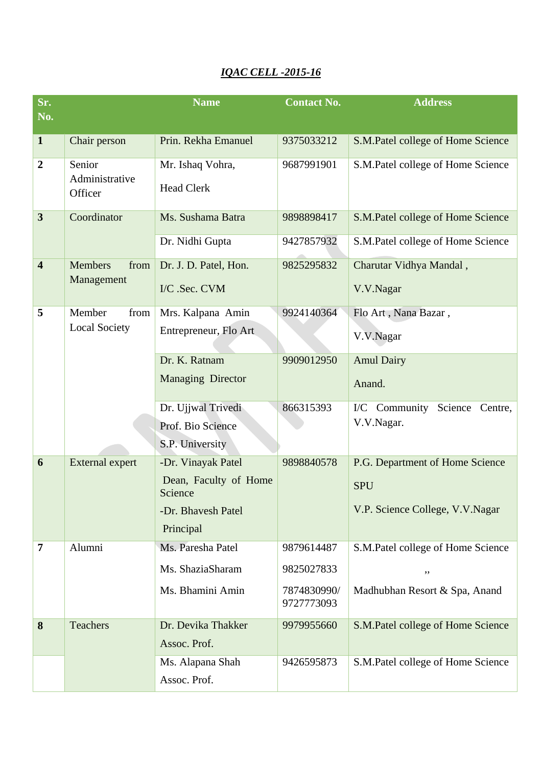# ***IQAC CELL -2015-16***

| Sr. No. | | Name | Contact No. | Address |
|---|---|---|---|---|
| **1** | Chair person | Prin. Rekha Emanuel | 9375033212 | S.M.Patel college of Home Science |
| **2** | Senior Administrative Officer | Mr. Ishaq Vohra, Head Clerk | 9687991901 | S.M.Patel college of Home Science |
| **3** | Coordinator | Ms. Sushama Batra | 9898898417 | S.M.Patel college of Home Science |
| | | Dr. Nidhi Gupta | 9427857932 | S.M.Patel college of Home Science |
| **4** | Members from Management | Dr. J. D. Patel, Hon. I/C .Sec. CVM | 9825295832 | Charutar Vidhya Mandal , V.V.Nagar |
| **5** | Member from Local Society | Mrs. Kalpana Amin Entrepreneur, Flo Art | 9924140364 | Flo Art , Nana Bazar , V.V.Nagar |
| | | Dr. K. Ratnam Managing Director | 9909012950 | Amul Dairy Anand. |
| | | Dr. Ujjwal Trivedi Prof. Bio Science S.P. University | 866315393 | I/C Community Science Centre, V.V.Nagar. |
| **6** | External expert | -Dr. Vinayak Patel Dean, Faculty of Home Science -Dr. Bhavesh Patel Principal | 9898840578 | P.G. Department of Home Science SPU V.P. Science College, V.V.Nagar |
| **7** | Alumni | Ms. Paresha Patel | 9879614487 | S.M.Patel college of Home Science |
| | | Ms. ShaziaSharam | 9825027833 | ,, |
| | | Ms. Bhamini Amin | 7874830990/ 9727773093 | Madhubhan Resort & Spa, Anand |
| **8** | Teachers | Dr. Devika Thakker Assoc. Prof. | 9979955660 | S.M.Patel college of Home Science |
| | | Ms. Alapana Shah Assoc. Prof. | 9426595873 | S.M.Patel college of Home Science |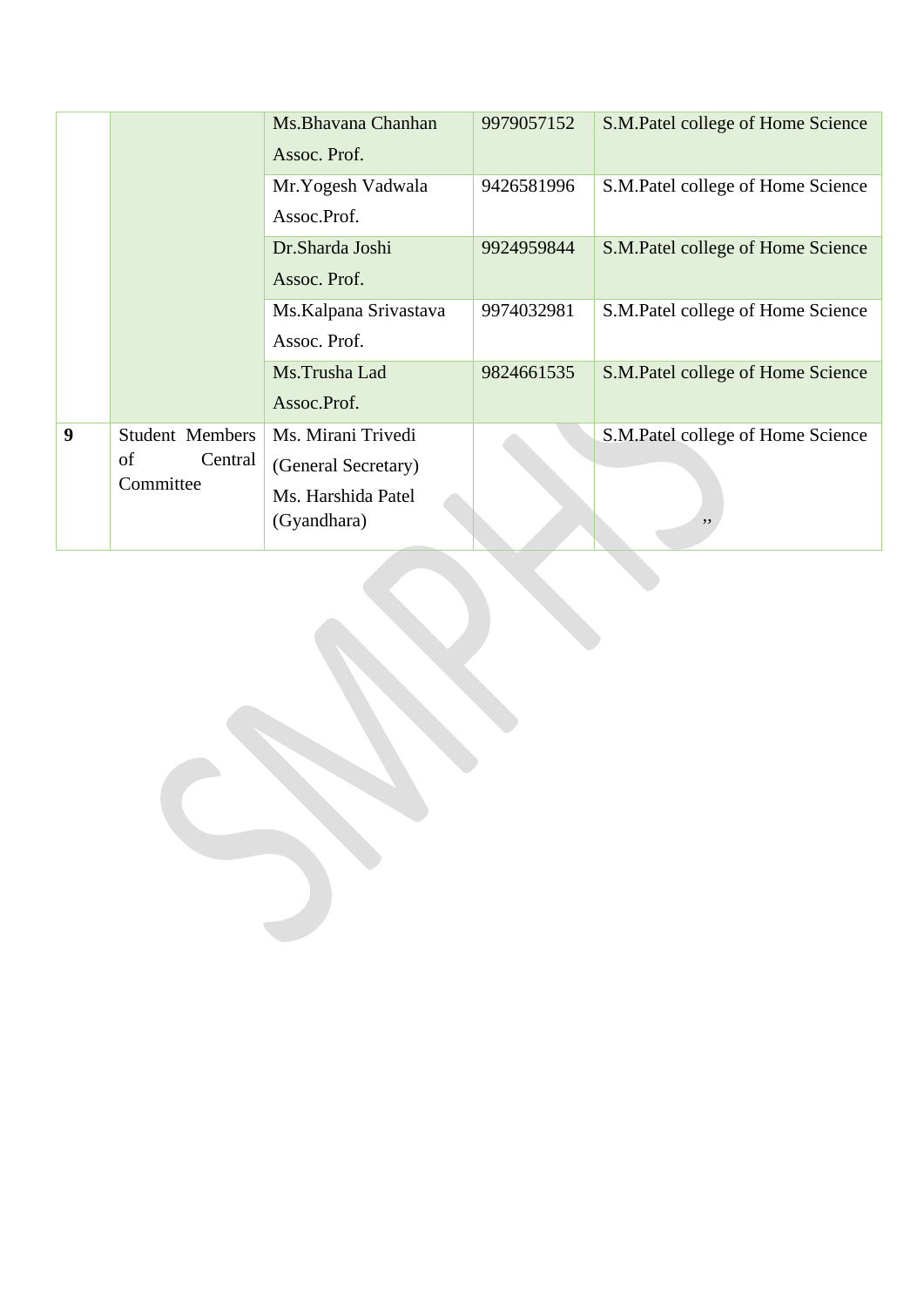| | | | | |
|---|---|---|---|---|
| | | Ms.Bhavana Chanhan Assoc. Prof. | 9979057152 | S.M.Patel college of Home Science |
| | | Mr.Yogesh Vadwala Assoc.Prof. | 9426581996 | S.M.Patel college of Home Science |
| | | Dr.Sharda Joshi Assoc. Prof. | 9924959844 | S.M.Patel college of Home Science |
| | | Ms.Kalpana Srivastava Assoc. Prof. | 9974032981 | S.M.Patel college of Home Science |
| | | Ms.Trusha Lad Assoc.Prof. | 9824661535 | S.M.Patel college of Home Science |
| **9** | Student Members of Central Committee | Ms. Mirani Trivedi (General Secretary) Ms. Harshida Patel (Gyandhara) | | S.M.Patel college of Home Science ,, |